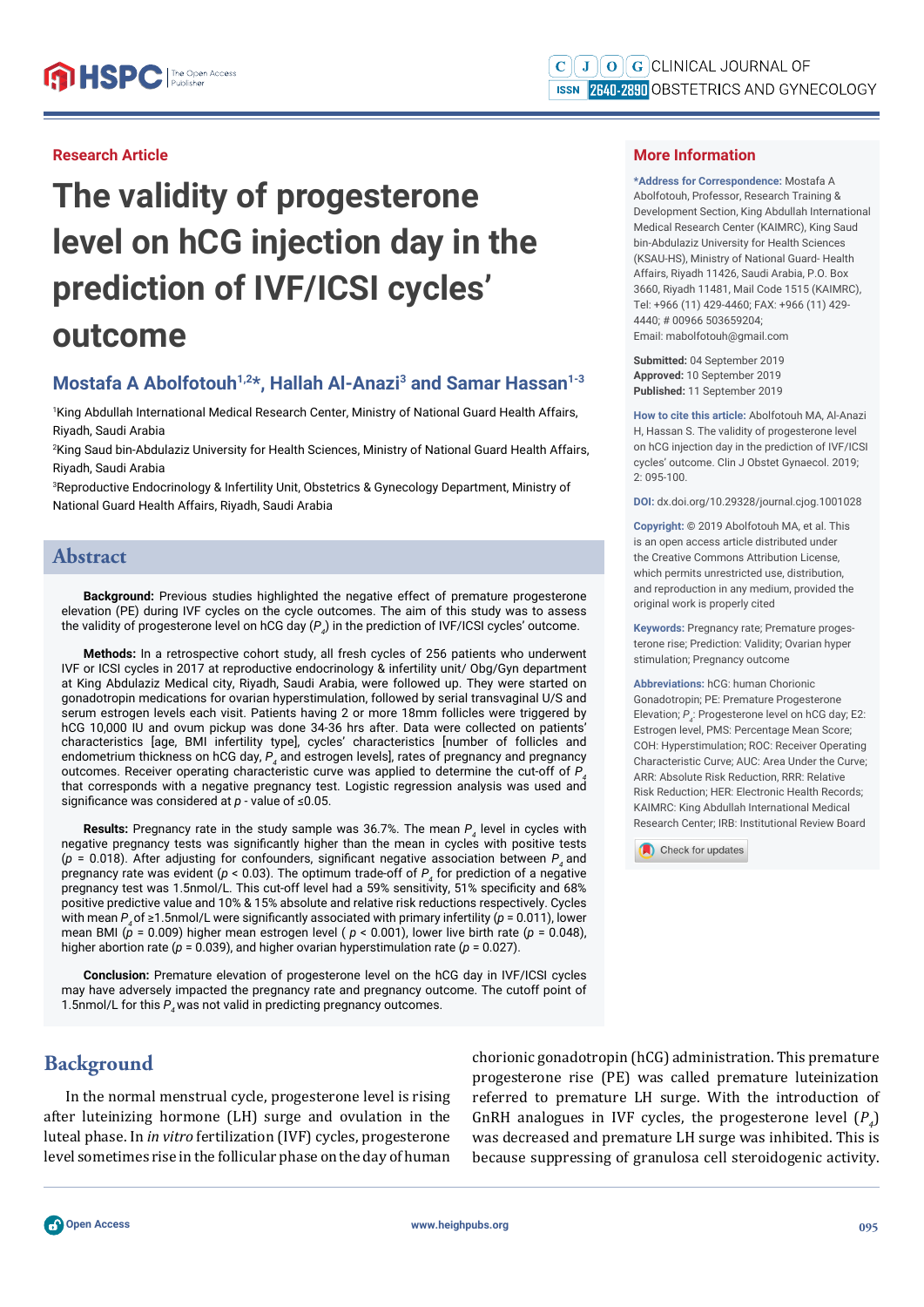Research Article

# The validity of progesterone level on hCG injection day in the prediction of IVF/ICSI cycles' outcome

## Mostafa A Abolfotouh[1,2]*, Hallah Al-Anazi[3] and Samar Hassan[1-3]

[1]King Abdullah International Medical Research Center, Ministry of National Guard Health Affairs, Riyadh, Saudi Arabia

[2]King Saud bin-Abdulaziz University for Health Sciences, Ministry of National Guard Health Affairs, Riyadh, Saudi Arabia

[3]Reproductive Endocrinology & Infertility Unit, Obstetrics & Gynecology Department, Ministry of National Guard Health Affairs, Riyadh, Saudi Arabia

## More Information

**\*Address for Correspondence:** Mostafa A Abolfotouh, Professor, Research Training & Development Section, King Abdullah International Medical Research Center (KAIMRC), King Saud bin-Abdulaziz University for Health Sciences (KSAU-HS), Ministry of National Guard- Health Affairs, Riyadh 11426, Saudi Arabia, P.O. Box 3660, Riyadh 11481, Mail Code 1515 (KAIMRC), Tel: +966 (11) 429-4460; FAX: +966 (11) 429-4440; # 00966 503659204; Email: mabolfotouh@gmail.com

**Submitted:** 04 September 2019
**Approved:** 10 September 2019
**Published:** 11 September 2019

**How to cite this article:** Abolfotouh MA, Al-Anazi H, Hassan S. The validity of progesterone level on hCG injection day in the prediction of IVF/ICSI cycles' outcome. Clin J Obstet Gynaecol. 2019; 2: 095-100.

**DOI:** dx.doi.org/10.29328/journal.cjog.1001028

**Copyright:** © 2019 Abolfotouh MA, et al. This is an open access article distributed under the Creative Commons Attribution License, which permits unrestricted use, distribution, and reproduction in any medium, provided the original work is properly cited

**Keywords:** Pregnancy rate; Premature progesterone rise; Prediction: Validity; Ovarian hyper stimulation; Pregnancy outcome

**Abbreviations:** hCG: human Chorionic Gonadotropin; PE: Premature Progesterone Elevation; $P_4$: Progesterone level on hCG day; E2: Estrogen level, PMS: Percentage Mean Score; COH: Hyperstimulation; ROC: Receiver Operating Characteristic Curve; AUC: Area Under the Curve; ARR: Absolute Risk Reduction, RRR: Relative Risk Reduction; HER: Electronic Health Records; KAIMRC: King Abdullah International Medical Research Center; IRB: Institutional Review Board

## Abstract

**Background:** Previous studies highlighted the negative effect of premature progesterone elevation (PE) during IVF cycles on the cycle outcomes. The aim of this study was to assess the validity of progesterone level on hCG day ($P_4$) in the prediction of IVF/ICSI cycles' outcome.

**Methods:** In a retrospective cohort study, all fresh cycles of 256 patients who underwent IVF or ICSI cycles in 2017 at reproductive endocrinology & infertility unit/ Obg/Gyn department at King Abdulaziz Medical city, Riyadh, Saudi Arabia, were followed up. They were started on gonadotropin medications for ovarian hyperstimulation, followed by serial transvaginal U/S and serum estrogen levels each visit. Patients having 2 or more 18mm follicles were triggered by hCG 10,000 IU and ovum pickup was done 34-36 hrs after. Data were collected on patients' characteristics [age, BMI infertility type], cycles' characteristics [number of follicles and endometrium thickness on hCG day, $P_4$ and estrogen levels], rates of pregnancy and pregnancy outcomes. Receiver operating characteristic curve was applied to determine the cut-off of $P_4$ that corresponds with a negative pregnancy test. Logistic regression analysis was used and significance was considered at $p$ - value of ≤0.05.

**Results:** Pregnancy rate in the study sample was 36.7%. The mean $P_4$ level in cycles with negative pregnancy tests was significantly higher than the mean in cycles with positive tests ($p$ = 0.018). After adjusting for confounders, significant negative association between $P_4$ and pregnancy rate was evident ($p$ < 0.03). The optimum trade-off of $P_4$ for prediction of a negative pregnancy test was 1.5nmol/L. This cut-off level had a 59% sensitivity, 51% specificity and 68% positive predictive value and 10% & 15% absolute and relative risk reductions respectively. Cycles with mean $P_4$ of ≥1.5nmol/L were significantly associated with primary infertility ($p$ = 0.011), lower mean BMI ($p$ = 0.009) higher mean estrogen level ( $p$ < 0.001), lower live birth rate ($p$ = 0.048), higher abortion rate ($p$ = 0.039), and higher ovarian hyperstimulation rate ($p$ = 0.027).

**Conclusion:** Premature elevation of progesterone level on the hCG day in IVF/ICSI cycles may have adversely impacted the pregnancy rate and pregnancy outcome. The cutoff point of 1.5nmol/L for this $P_4$ was not valid in predicting pregnancy outcomes.

## Background

In the normal menstrual cycle, progesterone level is rising after luteinizing hormone (LH) surge and ovulation in the luteal phase. In *in vitro* fertilization (IVF) cycles, progesterone level sometimes rise in the follicular phase on the day of human chorionic gonadotropin (hCG) administration. This premature progesterone rise (PE) was called premature luteinization referred to premature LH surge. With the introduction of GnRH analogues in IVF cycles, the progesterone level ($P_4$) was decreased and premature LH surge was inhibited. This is because suppressing of granulosa cell steroidogenic activity.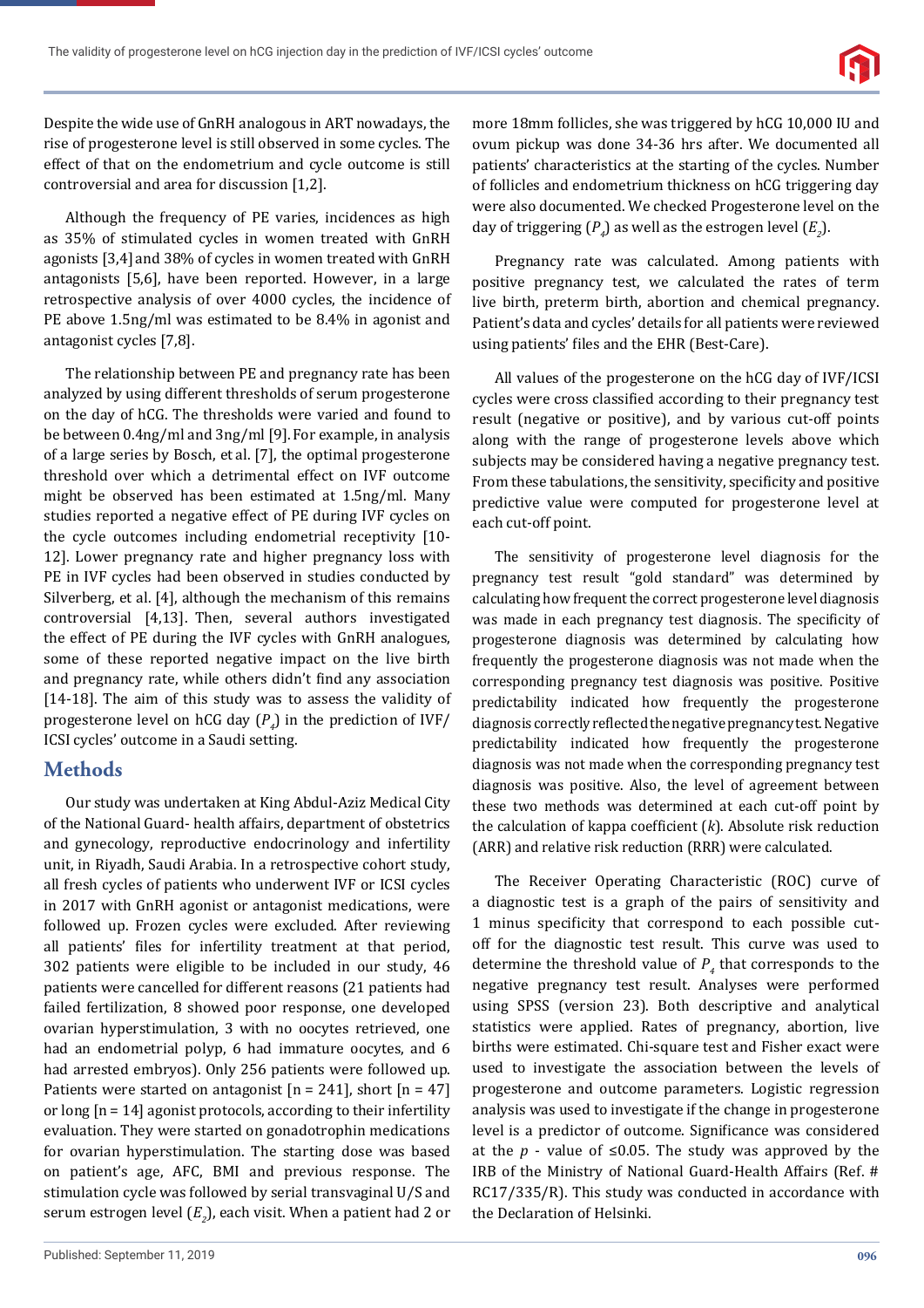Despite the wide use of GnRH analogous in ART nowadays, the rise of progesterone level is still observed in some cycles. The effect of that on the endometrium and cycle outcome is still controversial and area for discussion [1,2].

Although the frequency of PE varies, incidences as high as 35% of stimulated cycles in women treated with GnRH agonists [3,4] and 38% of cycles in women treated with GnRH antagonists [5,6], have been reported. However, in a large retrospective analysis of over 4000 cycles, the incidence of PE above 1.5ng/ml was estimated to be 8.4% in agonist and antagonist cycles [7,8].

The relationship between PE and pregnancy rate has been analyzed by using different thresholds of serum progesterone on the day of hCG. The thresholds were varied and found to be between 0.4ng/ml and 3ng/ml [9]. For example, in analysis of a large series by Bosch, et al. [7], the optimal progesterone threshold over which a detrimental effect on IVF outcome might be observed has been estimated at 1.5ng/ml. Many studies reported a negative effect of PE during IVF cycles on the cycle outcomes including endometrial receptivity [10-12]. Lower pregnancy rate and higher pregnancy loss with PE in IVF cycles had been observed in studies conducted by Silverberg, et al. [4], although the mechanism of this remains controversial [4,13]. Then, several authors investigated the effect of PE during the IVF cycles with GnRH analogues, some of these reported negative impact on the live birth and pregnancy rate, while others didn't find any association [14-18]. The aim of this study was to assess the validity of progesterone level on hCG day ($P_4$) in the prediction of IVF/ICSI cycles' outcome in a Saudi setting.

## Methods

Our study was undertaken at King Abdul-Aziz Medical City of the National Guard- health affairs, department of obstetrics and gynecology, reproductive endocrinology and infertility unit, in Riyadh, Saudi Arabia. In a retrospective cohort study, all fresh cycles of patients who underwent IVF or ICSI cycles in 2017 with GnRH agonist or antagonist medications, were followed up. Frozen cycles were excluded. After reviewing all patients' files for infertility treatment at that period, 302 patients were eligible to be included in our study, 46 patients were cancelled for different reasons (21 patients had failed fertilization, 8 showed poor response, one developed ovarian hyperstimulation, 3 with no oocytes retrieved, one had an endometrial polyp, 6 had immature oocytes, and 6 had arrested embryos). Only 256 patients were followed up. Patients were started on antagonist [n = 241], short [n = 47] or long [n = 14] agonist protocols, according to their infertility evaluation. They were started on gonadotrophin medications for ovarian hyperstimulation. The starting dose was based on patient's age, AFC, BMI and previous response. The stimulation cycle was followed by serial transvaginal U/S and serum estrogen level ($E_2$), each visit. When a patient had 2 or more 18mm follicles, she was triggered by hCG 10,000 IU and ovum pickup was done 34-36 hrs after. We documented all patients' characteristics at the starting of the cycles. Number of follicles and endometrium thickness on hCG triggering day were also documented. We checked Progesterone level on the day of triggering ($P_4$) as well as the estrogen level ($E_2$).

Pregnancy rate was calculated. Among patients with positive pregnancy test, we calculated the rates of term live birth, preterm birth, abortion and chemical pregnancy. Patient's data and cycles' details for all patients were reviewed using patients' files and the EHR (Best-Care).

All values of the progesterone on the hCG day of IVF/ICSI cycles were cross classified according to their pregnancy test result (negative or positive), and by various cut-off points along with the range of progesterone levels above which subjects may be considered having a negative pregnancy test. From these tabulations, the sensitivity, specificity and positive predictive value were computed for progesterone level at each cut-off point.

The sensitivity of progesterone level diagnosis for the pregnancy test result "gold standard" was determined by calculating how frequent the correct progesterone level diagnosis was made in each pregnancy test diagnosis. The specificity of progesterone diagnosis was determined by calculating how frequently the progesterone diagnosis was not made when the corresponding pregnancy test diagnosis was positive. Positive predictability indicated how frequently the progesterone diagnosis correctly reflected the negative pregnancy test. Negative predictability indicated how frequently the progesterone diagnosis was not made when the corresponding pregnancy test diagnosis was positive. Also, the level of agreement between these two methods was determined at each cut-off point by the calculation of kappa coefficient ($k$). Absolute risk reduction (ARR) and relative risk reduction (RRR) were calculated.

The Receiver Operating Characteristic (ROC) curve of a diagnostic test is a graph of the pairs of sensitivity and 1 minus specificity that correspond to each possible cut-off for the diagnostic test result. This curve was used to determine the threshold value of $P_4$ that corresponds to the negative pregnancy test result. Analyses were performed using SPSS (version 23). Both descriptive and analytical statistics were applied. Rates of pregnancy, abortion, live births were estimated. Chi-square test and Fisher exact were used to investigate the association between the levels of progesterone and outcome parameters. Logistic regression analysis was used to investigate if the change in progesterone level is a predictor of outcome. Significance was considered at the $p$ - value of $\leq 0.05$. The study was approved by the IRB of the Ministry of National Guard-Health Affairs (Ref. # RC17/335/R). This study was conducted in accordance with the Declaration of Helsinki.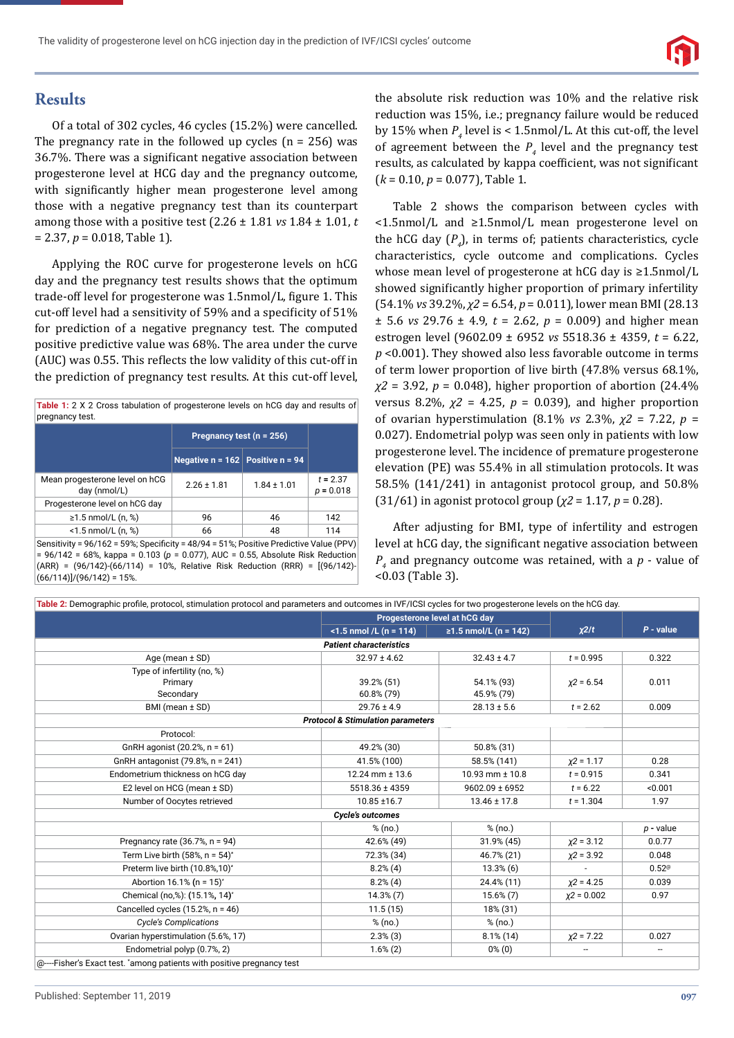## Results

Of a total of 302 cycles, 46 cycles (15.2%) were cancelled. The pregnancy rate in the followed up cycles (n = 256) was 36.7%. There was a significant negative association between progesterone level at HCG day and the pregnancy outcome, with significantly higher mean progesterone level among those with a negative pregnancy test than its counterpart among those with a positive test (2.26 ± 1.81 *vs* 1.84 ± 1.01, *t* = 2.37, *p* = 0.018, Table 1).

Applying the ROC curve for progesterone levels on hCG day and the pregnancy test results shows that the optimum trade-off level for progesterone was 1.5nmol/L, figure 1. This cut-off level had a sensitivity of 59% and a specificity of 51% for prediction of a negative pregnancy test. The computed positive predictive value was 68%. The area under the curve (AUC) was 0.55. This reflects the low validity of this cut-off in the prediction of pregnancy test results. At this cut-off level, the absolute risk reduction was 10% and the relative risk reduction was 15%, i.e.; pregnancy failure would be reduced by 15% when $P_4$ level is < 1.5nmol/L. At this cut-off, the level of agreement between the $P_4$ level and the pregnancy test results, as calculated by kappa coefficient, was not significant ($k$ = 0.10, $p$ = 0.077), Table 1.

**Table 1:** 2 X 2 Cross tabulation of progesterone levels on hCG day and results of pregnancy test.

| | Pregnancy test (n = 256) | | |
|---|---|---|---|
| | Negative n = 162 | Positive n = 94 | |
| Mean progesterone level on hCG day (nmol/L) | 2.26 ± 1.81 | 1.84 ± 1.01 | *t* = 2.37, *p* = 0.018 |
| Progesterone level on hCG day | | | |
| ≥1.5 nmol/L (n, %) | 96 | 46 | 142 |
| <1.5 nmol/L (n, %) | 66 | 48 | 114 |

Sensitivity = 96/162 = 59%; Specificity = 48/94 = 51%; Positive Predictive Value (PPV) = 96/142 = 68%, kappa = 0.103 (*p* = 0.077), AUC = 0.55, Absolute Risk Reduction (ARR) = (96/142)-(66/114) = 10%, Relative Risk Reduction (RRR) = [(96/142)-(66/114)]/(96/142) = 15%.

Table 2 shows the comparison between cycles with <1.5nmol/L and ≥1.5nmol/L mean progesterone level on the hCG day ($P_4$), in terms of; patients characteristics, cycle characteristics, cycle outcome and complications. Cycles whose mean level of progesterone at hCG day is ≥1.5nmol/L showed significantly higher proportion of primary infertility (54.1% *vs* 39.2%, $\chi2$ = 6.54, $p$ = 0.011), lower mean BMI (28.13 ± 5.6 *vs* 29.76 ± 4.9, $t$ = 2.62, $p$ = 0.009) and higher mean estrogen level (9602.09 ± 6952 *vs* 5518.36 ± 4359, $t$ = 6.22, $p$ <0.001). They showed also less favorable outcome in terms of term lower proportion of live birth (47.8% versus 68.1%, $\chi2$ = 3.92, $p$ = 0.048), higher proportion of abortion (24.4% versus 8.2%, $\chi2$ = 4.25, $p$ = 0.039), and higher proportion of ovarian hyperstimulation (8.1% *vs* 2.3%, $\chi2$ = 7.22, $p$ = 0.027). Endometrial polyp was seen only in patients with low progesterone level. The incidence of premature progesterone elevation (PE) was 55.4% in all stimulation protocols. It was 58.5% (141/241) in antagonist protocol group, and 50.8% (31/61) in agonist protocol group ($\chi2$ = 1.17, $p$ = 0.28).

After adjusting for BMI, type of infertility and estrogen level at hCG day, the significant negative association between $P_4$ and pregnancy outcome was retained, with a $p$ - value of <0.03 (Table 3).

**Table 2:** Demographic profile, protocol, stimulation protocol and parameters and outcomes in IVF/ICSI cycles for two progesterone levels on the hCG day.

| | Progesterone level at hCG day | | $\chi2/t$ | *P* - value |
|---|---|---|---|---|
| | <1.5 nmol /L (n = 114) | ≥1.5 nmol/L (n = 142) | | |
| ***Patient characteristics*** | | | | |
| Age (mean ± SD) | 32.97 ± 4.62 | 32.43 ± 4.7 | *t* = 0.995 | 0.322 |
| Type of infertility (no, %)<br>Primary<br>Secondary | <br>39.2% (51)<br>60.8% (79) | <br>54.1% (93)<br>45.9% (79) | $\chi2$ = 6.54 | 0.011 |
| BMI (mean ± SD) | 29.76 ± 4.9 | 28.13 ± 5.6 | *t* = 2.62 | 0.009 |
| ***Protocol & Stimulation parameters*** | | | | |
| Protocol: | | | | |
| GnRH agonist (20.2%, n = 61) | 49.2% (30) | 50.8% (31) | | |
| GnRH antagonist (79.8%, n = 241) | 41.5% (100) | 58.5% (141) | $\chi2$ = 1.17 | 0.28 |
| Endometrium thickness on hCG day | 12.24 mm ± 13.6 | 10.93 mm ± 10.8 | *t* = 0.915 | 0.341 |
| E2 level on HCG (mean ± SD) | 5518.36 ± 4359 | 9602.09 ± 6952 | *t* = 6.22 | <0.001 |
| Number of Oocytes retrieved | 10.85 ±16.7 | 13.46 ± 17.8 | *t* = 1.304 | 1.97 |
| ***Cycle's outcomes*** | | | | |
| | % (no.) | % (no.) | | *p* - value |
| Pregnancy rate (36.7%, n = 94) | 42.6% (49) | 31.9% (45) | $\chi2$ = 3.12 | 0.0.77 |
| Term Live birth (58%, n = 54)* | 72.3% (34) | 46.7% (21) | $\chi2$ = 3.92 | 0.048 |
| Preterm live birth (10.8%,10)* | 8.2% (4) | 13.3% (6) | - | 0.52@ |
| Abortion 16.1% (n = 15)* | 8.2% (4) | 24.4% (11) | $\chi2$ = 4.25 | 0.039 |
| Chemical (no,%): (15.1%, 14)* | 14.3% (7) | 15.6% (7) | $\chi2$ = 0.002 | 0.97 |
| Cancelled cycles (15.2%, n = 46) | 11.5 (15) | 18% (31) | | |
| *Cycle's Complications* | % (no.) | % (no.) | | |
| Ovarian hyperstimulation (5.6%, 17) | 2.3% (3) | 8.1% (14) | $\chi2$ = 7.22 | 0.027 |
| Endometrial polyp (0.7%, 2) | 1.6% (2) | 0% (0) | -- | -- |

@---Fisher's Exact test. *among patients with positive pregnancy test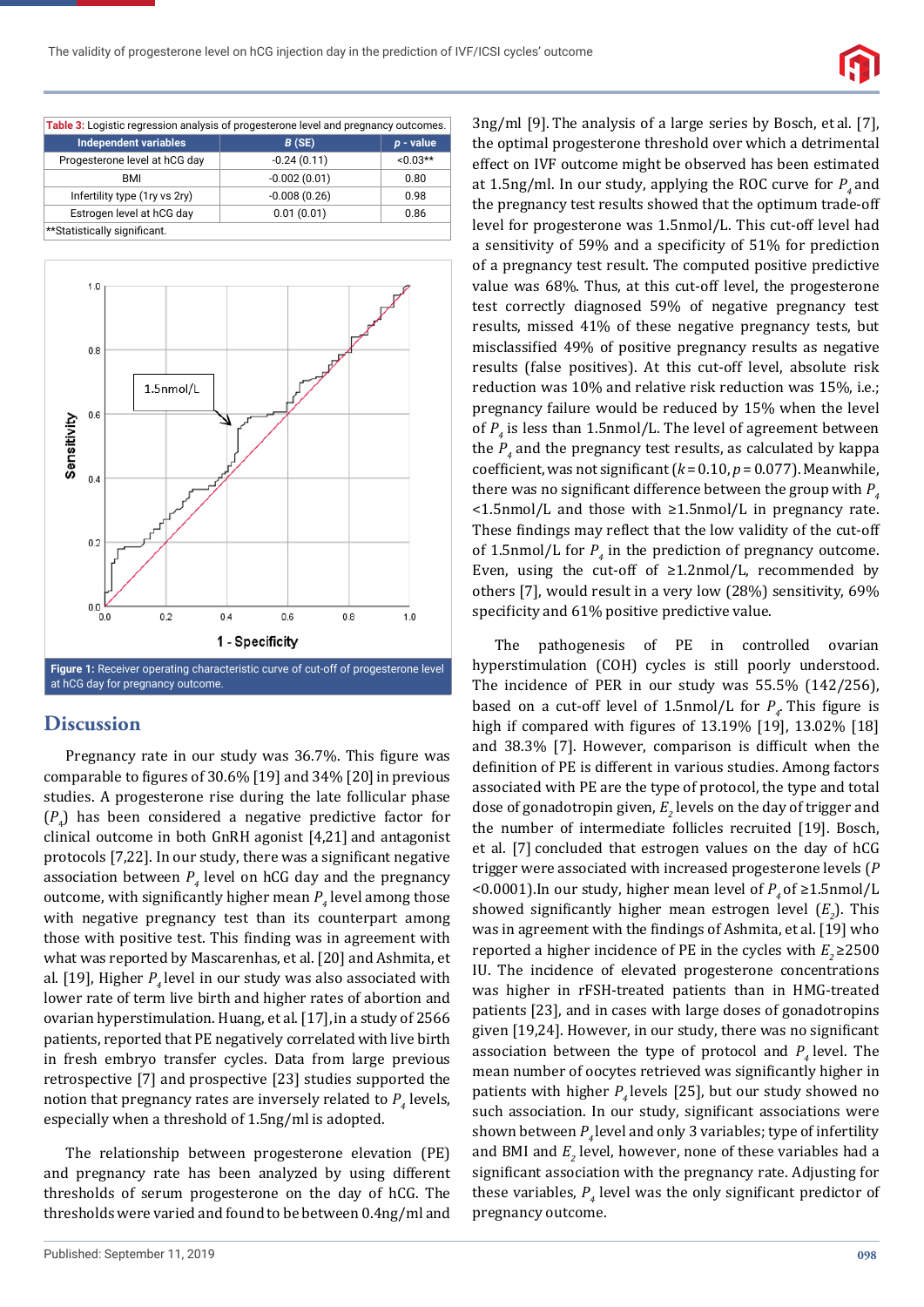Table 3: Logistic regression analysis of progesterone level and pregnancy outcomes.

| Independent variables | B (SE) | p - value |
|---|---|---|
| Progesterone level at hCG day | -0.24 (0.11) | <0.03** |
| BMI | -0.002 (0.01) | 0.80 |
| Infertility type (1ry vs 2ry) | -0.008 (0.26) | 0.98 |
| Estrogen level at hCG day | 0.01 (0.01) | 0.86 |

**Statistically significant.

Figure 1: Receiver operating characteristic curve of cut-off of progesterone level at hCG day for pregnancy outcome.

## Discussion

Pregnancy rate in our study was 36.7%. This figure was comparable to figures of 30.6% [19] and 34% [20] in previous studies. A progesterone rise during the late follicular phase ($P_4$) has been considered a negative predictive factor for clinical outcome in both GnRH agonist [4,21] and antagonist protocols [7,22]. In our study, there was a significant negative association between $P_4$ level on hCG day and the pregnancy outcome, with significantly higher mean $P_4$ level among those with negative pregnancy test than its counterpart among those with positive test. This finding was in agreement with what was reported by Mascarenhas, et al. [20] and Ashmita, et al. [19], Higher $P_4$ level in our study was also associated with lower rate of term live birth and higher rates of abortion and ovarian hyperstimulation. Huang, et al. [17], in a study of 2566 patients, reported that PE negatively correlated with live birth in fresh embryo transfer cycles. Data from large previous retrospective [7] and prospective [23] studies supported the notion that pregnancy rates are inversely related to $P_4$ levels, especially when a threshold of 1.5ng/ml is adopted.

The relationship between progesterone elevation (PE) and pregnancy rate has been analyzed by using different thresholds of serum progesterone on the day of hCG. The thresholds were varied and found to be between 0.4ng/ml and 3ng/ml [9]. The analysis of a large series by Bosch, et al. [7], the optimal progesterone threshold over which a detrimental effect on IVF outcome might be observed has been estimated at 1.5ng/ml. In our study, applying the ROC curve for $P_4$ and the pregnancy test results showed that the optimum trade-off level for progesterone was 1.5nmol/L. This cut-off level had a sensitivity of 59% and a specificity of 51% for prediction of a pregnancy test result. The computed positive predictive value was 68%. Thus, at this cut-off level, the progesterone test correctly diagnosed 59% of negative pregnancy test results, missed 41% of these negative pregnancy tests, but misclassified 49% of positive pregnancy results as negative results (false positives). At this cut-off level, absolute risk reduction was 10% and relative risk reduction was 15%, i.e.; pregnancy failure would be reduced by 15% when the level of $P_4$ is less than 1.5nmol/L. The level of agreement between the $P_4$ and the pregnancy test results, as calculated by kappa coefficient, was not significant ($k = 0.10$, $p = 0.077$). Meanwhile, there was no significant difference between the group with $P_4$ <1.5nmol/L and those with ≥1.5nmol/L in pregnancy rate. These findings may reflect that the low validity of the cut-off of 1.5nmol/L for $P_4$ in the prediction of pregnancy outcome. Even, using the cut-off of ≥1.2nmol/L, recommended by others [7], would result in a very low (28%) sensitivity, 69% specificity and 61% positive predictive value.

The pathogenesis of PE in controlled ovarian hyperstimulation (COH) cycles is still poorly understood. The incidence of PER in our study was 55.5% (142/256), based on a cut-off level of 1.5nmol/L for $P_4$. This figure is high if compared with figures of 13.19% [19], 13.02% [18] and 38.3% [7]. However, comparison is difficult when the definition of PE is different in various studies. Among factors associated with PE are the type of protocol, the type and total dose of gonadotropin given, $E_2$ levels on the day of trigger and the number of intermediate follicles recruited [19]. Bosch, et al. [7] concluded that estrogen values on the day of hCG trigger were associated with increased progesterone levels ($P$ <0.0001). In our study, higher mean level of $P_4$ of ≥1.5nmol/L showed significantly higher mean estrogen level ($E_2$). This was in agreement with the findings of Ashmita, et al. [19] who reported a higher incidence of PE in the cycles with $E_2$ ≥2500 IU. The incidence of elevated progesterone concentrations was higher in rFSH-treated patients than in HMG-treated patients [23], and in cases with large doses of gonadotropins given [19,24]. However, in our study, there was no significant association between the type of protocol and $P_4$ level. The mean number of oocytes retrieved was significantly higher in patients with higher $P_4$ levels [25], but our study showed no such association. In our study, significant associations were shown between $P_4$ level and only 3 variables; type of infertility and BMI and $E_2$ level, however, none of these variables had a significant association with the pregnancy rate. Adjusting for these variables, $P_4$ level was the only significant predictor of pregnancy outcome.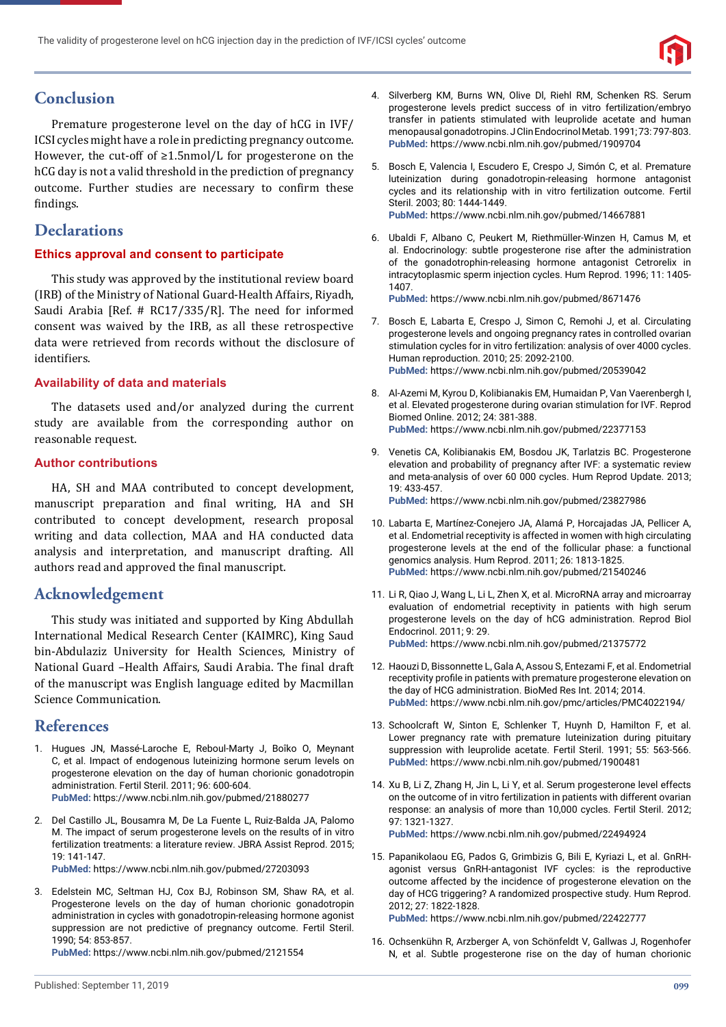## Conclusion

Premature progesterone level on the day of hCG in IVF/ICSI cycles might have a role in predicting pregnancy outcome. However, the cut-off of ≥1.5nmol/L for progesterone on the hCG day is not a valid threshold in the prediction of pregnancy outcome. Further studies are necessary to confirm these findings.

## Declarations

### Ethics approval and consent to participate

This study was approved by the institutional review board (IRB) of the Ministry of National Guard-Health Affairs, Riyadh, Saudi Arabia [Ref. # RC17/335/R]. The need for informed consent was waived by the IRB, as all these retrospective data were retrieved from records without the disclosure of identifiers.

### Availability of data and materials

The datasets used and/or analyzed during the current study are available from the corresponding author on reasonable request.

### Author contributions

HA, SH and MAA contributed to concept development, manuscript preparation and final writing, HA and SH contributed to concept development, research proposal writing and data collection, MAA and HA conducted data analysis and interpretation, and manuscript drafting. All authors read and approved the final manuscript.

## Acknowledgement

This study was initiated and supported by King Abdullah International Medical Research Center (KAIMRC), King Saud bin-Abdulaziz University for Health Sciences, Ministry of National Guard –Health Affairs, Saudi Arabia. The final draft of the manuscript was English language edited by Macmillan Science Communication.

## References

1. Hugues JN, Massé-Laroche E, Reboul-Marty J, Boîko O, Meynant C, et al. Impact of endogenous luteinizing hormone serum levels on progesterone elevation on the day of human chorionic gonadotropin administration. Fertil Steril. 2011; 96: 600-604. **PubMed:** https://www.ncbi.nlm.nih.gov/pubmed/21880277

2. Del Castillo JL, Bousamra M, De La Fuente L, Ruiz-Balda JA, Palomo M. The impact of serum progesterone levels on the results of in vitro fertilization treatments: a literature review. JBRA Assist Reprod. 2015; 19: 141-147. **PubMed:** https://www.ncbi.nlm.nih.gov/pubmed/27203093

3. Edelstein MC, Seltman HJ, Cox BJ, Robinson SM, Shaw RA, et al. Progesterone levels on the day of human chorionic gonadotropin administration in cycles with gonadotropin-releasing hormone agonist suppression are not predictive of pregnancy outcome. Fertil Steril. 1990; 54: 853-857. **PubMed:** https://www.ncbi.nlm.nih.gov/pubmed/2121554

4. Silverberg KM, Burns WN, Olive DI, Riehl RM, Schenken RS. Serum progesterone levels predict success of in vitro fertilization/embryo transfer in patients stimulated with leuprolide acetate and human menopausal gonadotropins. J Clin Endocrinol Metab. 1991; 73: 797-803. **PubMed:** https://www.ncbi.nlm.nih.gov/pubmed/1909704

5. Bosch E, Valencia I, Escudero E, Crespo J, Simón C, et al. Premature luteinization during gonadotropin-releasing hormone antagonist cycles and its relationship with in vitro fertilization outcome. Fertil Steril. 2003; 80: 1444-1449. **PubMed:** https://www.ncbi.nlm.nih.gov/pubmed/14667881

6. Ubaldi F, Albano C, Peukert M, Riethmüller-Winzen H, Camus M, et al. Endocrinology: subtle progesterone rise after the administration of the gonadotrophin-releasing hormone antagonist Cetrorelix in intracytoplasmic sperm injection cycles. Hum Reprod. 1996; 11: 1405-1407. **PubMed:** https://www.ncbi.nlm.nih.gov/pubmed/8671476

7. Bosch E, Labarta E, Crespo J, Simon C, Remohi J, et al. Circulating progesterone levels and ongoing pregnancy rates in controlled ovarian stimulation cycles for in vitro fertilization: analysis of over 4000 cycles. Human reproduction. 2010; 25: 2092-2100. **PubMed:** https://www.ncbi.nlm.nih.gov/pubmed/20539042

8. Al-Azemi M, Kyrou D, Kolibianakis EM, Humaidan P, Van Vaerenbergh I, et al. Elevated progesterone during ovarian stimulation for IVF. Reprod Biomed Online. 2012; 24: 381-388. **PubMed:** https://www.ncbi.nlm.nih.gov/pubmed/22377153

9. Venetis CA, Kolibianakis EM, Bosdou JK, Tarlatzis BC. Progesterone elevation and probability of pregnancy after IVF: a systematic review and meta-analysis of over 60 000 cycles. Hum Reprod Update. 2013; 19: 433-457. **PubMed:** https://www.ncbi.nlm.nih.gov/pubmed/23827986

10. Labarta E, Martínez-Conejero JA, Alamá P, Horcajadas JA, Pellicer A, et al. Endometrial receptivity is affected in women with high circulating progesterone levels at the end of the follicular phase: a functional genomics analysis. Hum Reprod. 2011; 26: 1813-1825. **PubMed:** https://www.ncbi.nlm.nih.gov/pubmed/21540246

11. Li R, Qiao J, Wang L, Li L, Zhen X, et al. MicroRNA array and microarray evaluation of endometrial receptivity in patients with high serum progesterone levels on the day of hCG administration. Reprod Biol Endocrinol. 2011; 9: 29. **PubMed:** https://www.ncbi.nlm.nih.gov/pubmed/21375772

12. Haouzi D, Bissonnette L, Gala A, Assou S, Entezami F, et al. Endometrial receptivity profile in patients with premature progesterone elevation on the day of HCG administration. BioMed Res Int. 2014; 2014. **PubMed:** https://www.ncbi.nlm.nih.gov/pmc/articles/PMC4022194/

13. Schoolcraft W, Sinton E, Schlenker T, Huynh D, Hamilton F, et al. Lower pregnancy rate with premature luteinization during pituitary suppression with leuprolide acetate. Fertil Steril. 1991; 55: 563-566. **PubMed:** https://www.ncbi.nlm.nih.gov/pubmed/1900481

14. Xu B, Li Z, Zhang H, Jin L, Li Y, et al. Serum progesterone level effects on the outcome of in vitro fertilization in patients with different ovarian response: an analysis of more than 10,000 cycles. Fertil Steril. 2012; 97: 1321-1327. **PubMed:** https://www.ncbi.nlm.nih.gov/pubmed/22494924

15. Papanikolaou EG, Pados G, Grimbizis G, Bili E, Kyriazi L, et al. GnRH-agonist versus GnRH-antagonist IVF cycles: is the reproductive outcome affected by the incidence of progesterone elevation on the day of HCG triggering? A randomized prospective study. Hum Reprod. 2012; 27: 1822-1828. **PubMed:** https://www.ncbi.nlm.nih.gov/pubmed/22422777

16. Ochsenkühn R, Arzberger A, von Schönfeldt V, Gallwas J, Rogenhofer N, et al. Subtle progesterone rise on the day of human chorionic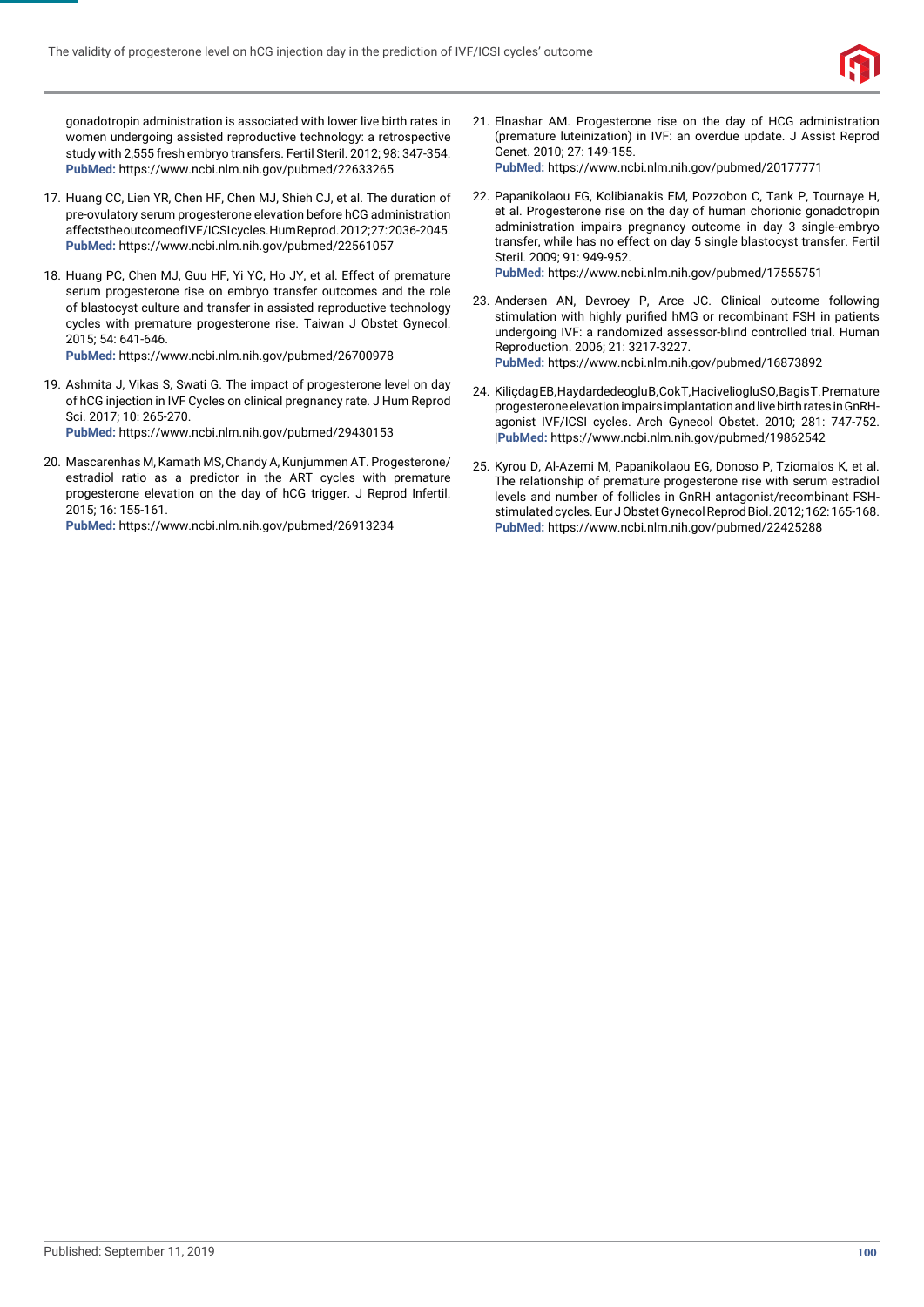gonadotropin administration is associated with lower live birth rates in women undergoing assisted reproductive technology: a retrospective study with 2,555 fresh embryo transfers. Fertil Steril. 2012; 98: 347-354. **PubMed:** https://www.ncbi.nlm.nih.gov/pubmed/22633265

17. Huang CC, Lien YR, Chen HF, Chen MJ, Shieh CJ, et al. The duration of pre-ovulatory serum progesterone elevation before hCG administration affects the outcome of IVF/ICSI cycles. Hum Reprod. 2012; 27: 2036-2045. **PubMed:** https://www.ncbi.nlm.nih.gov/pubmed/22561057

18. Huang PC, Chen MJ, Guu HF, Yi YC, Ho JY, et al. Effect of premature serum progesterone rise on embryo transfer outcomes and the role of blastocyst culture and transfer in assisted reproductive technology cycles with premature progesterone rise. Taiwan J Obstet Gynecol. 2015; 54: 641-646. **PubMed:** https://www.ncbi.nlm.nih.gov/pubmed/26700978

19. Ashmita J, Vikas S, Swati G. The impact of progesterone level on day of hCG injection in IVF Cycles on clinical pregnancy rate. J Hum Reprod Sci. 2017; 10: 265-270. **PubMed:** https://www.ncbi.nlm.nih.gov/pubmed/29430153

20. Mascarenhas M, Kamath MS, Chandy A, Kunjummen AT. Progesterone/estradiol ratio as a predictor in the ART cycles with premature progesterone elevation on the day of hCG trigger. J Reprod Infertil. 2015; 16: 155-161. **PubMed:** https://www.ncbi.nlm.nih.gov/pubmed/26913234

21. Elnashar AM. Progesterone rise on the day of HCG administration (premature luteinization) in IVF: an overdue update. J Assist Reprod Genet. 2010; 27: 149-155. **PubMed:** https://www.ncbi.nlm.nih.gov/pubmed/20177771

22. Papanikolaou EG, Kolibianakis EM, Pozzobon C, Tank P, Tournaye H, et al. Progesterone rise on the day of human chorionic gonadotropin administration impairs pregnancy outcome in day 3 single-embryo transfer, while has no effect on day 5 single blastocyst transfer. Fertil Steril. 2009; 91: 949-952. **PubMed:** https://www.ncbi.nlm.nih.gov/pubmed/17555751

23. Andersen AN, Devroey P, Arce JC. Clinical outcome following stimulation with highly purified hMG or recombinant FSH in patients undergoing IVF: a randomized assessor-blind controlled trial. Human Reproduction. 2006; 21: 3217-3227. **PubMed:** https://www.ncbi.nlm.nih.gov/pubmed/16873892

24. KiliçdagEB, HaydardedeogluB, CokT, HaciveliogluSO, BagisT. Premature progesterone elevation impairs implantation and live birth rates in GnRH-agonist IVF/ICSI cycles. Arch Gynecol Obstet. 2010; 281: 747-752. |**PubMed:** https://www.ncbi.nlm.nih.gov/pubmed/19862542

25. Kyrou D, Al-Azemi M, Papanikolaou EG, Donoso P, Tziomalos K, et al. The relationship of premature progesterone rise with serum estradiol levels and number of follicles in GnRH antagonist/recombinant FSH-stimulated cycles. Eur J Obstet Gynecol Reprod Biol. 2012; 162: 165-168. **PubMed:** https://www.ncbi.nlm.nih.gov/pubmed/22425288